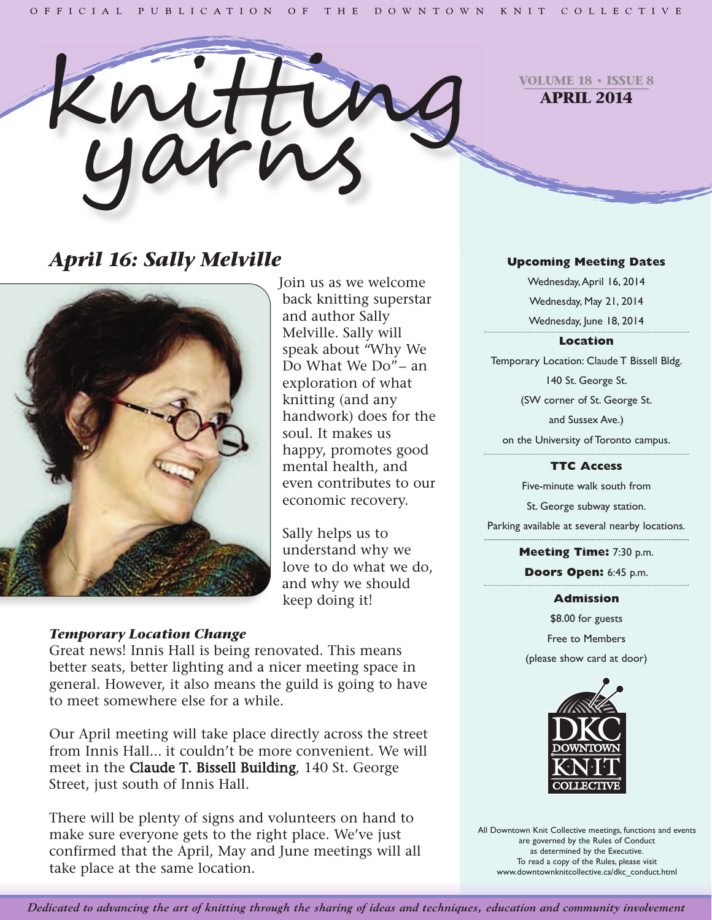OFFICIAL PUBLICATION OF THE DOWNTOWN KNIT COLLECTIVE

# knitting yarns

**VOLUME 18 • ISSUE 8**
**APRIL 2014**

## *April 16: Sally Melville*

Join us as we welcome back knitting superstar and author Sally Melville. Sally will speak about "Why We Do What We Do"– an exploration of what knitting (and any handwork) does for the soul. It makes us happy, promotes good mental health, and even contributes to our economic recovery.

Sally helps us to understand why we love to do what we do, and why we should keep doing it!

### *Temporary Location Change*

Great news! Innis Hall is being renovated. This means better seats, better lighting and a nicer meeting space in general. However, it also means the guild is going to have to meet somewhere else for a while.

Our April meeting will take place directly across the street from Innis Hall... it couldn't be more convenient. We will meet in the Claude T. Bissell Building, 140 St. George Street, just south of Innis Hall.

There will be plenty of signs and volunteers on hand to make sure everyone gets to the right place. We've just confirmed that the April, May and June meetings will all take place at the same location.

---

**Upcoming Meeting Dates**

Wednesday, April 16, 2014
Wednesday, May 21, 2014
Wednesday, June 18, 2014

**Location**

Temporary Location: Claude T Bissell Bldg.
140 St. George St.
(SW corner of St. George St. and Sussex Ave.)
on the University of Toronto campus.

**TTC Access**

Five-minute walk south from St. George subway station.
Parking available at several nearby locations.

**Meeting Time:** 7:30 p.m.
**Doors Open:** 6:45 p.m.

**Admission**

$8.00 for guests
Free to Members
(please show card at door)

DKC DOWNTOWN KNIT COLLECTIVE

All Downtown Knit Collective meetings, functions and events are governed by the Rules of Conduct as determined by the Executive.
To read a copy of the Rules, please visit www.downtownknitcollective.ca/dkc_conduct.html

*Dedicated to advancing the art of knitting through the sharing of ideas and techniques, education and community involvement*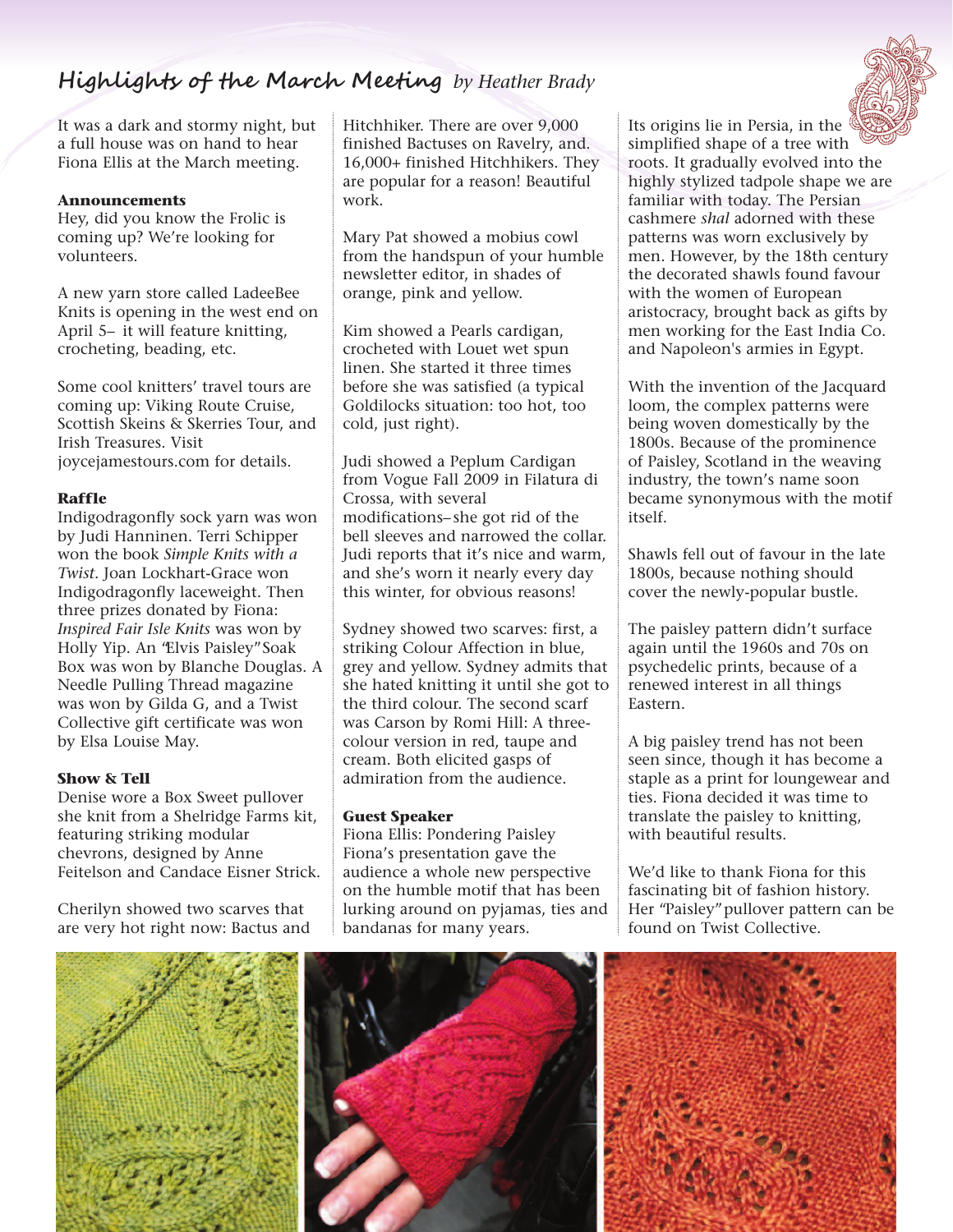## Highlights of the March Meeting *by Heather Brady*

It was a dark and stormy night, but a full house was on hand to hear Fiona Ellis at the March meeting.

**Announcements**

Hey, did you know the Frolic is coming up? We're looking for volunteers.

A new yarn store called LadeeBee Knits is opening in the west end on April 5– it will feature knitting, crocheting, beading, etc.

Some cool knitters' travel tours are coming up: Viking Route Cruise, Scottish Skeins & Skerries Tour, and Irish Treasures. Visit joycejamestours.com for details.

**Raffle**

Indigodragonfly sock yarn was won by Judi Hanninen. Terri Schipper won the book *Simple Knits with a Twist*. Joan Lockhart-Grace won Indigodragonfly laceweight. Then three prizes donated by Fiona: *Inspired Fair Isle Knits* was won by Holly Yip. An "Elvis Paisley" Soak Box was won by Blanche Douglas. A Needle Pulling Thread magazine was won by Gilda G, and a Twist Collective gift certificate was won by Elsa Louise May.

**Show & Tell**

Denise wore a Box Sweet pullover she knit from a Shelridge Farms kit, featuring striking modular chevrons, designed by Anne Feitelson and Candace Eisner Strick.

Cherilyn showed two scarves that are very hot right now: Bactus and Hitchhiker. There are over 9,000 finished Bactuses on Ravelry, and. 16,000+ finished Hitchhikers. They are popular for a reason! Beautiful work.

Mary Pat showed a mobius cowl from the handspun of your humble newsletter editor, in shades of orange, pink and yellow.

Kim showed a Pearls cardigan, crocheted with Louet wet spun linen. She started it three times before she was satisfied (a typical Goldilocks situation: too hot, too cold, just right).

Judi showed a Peplum Cardigan from Vogue Fall 2009 in Filatura di Crossa, with several modifications– she got rid of the bell sleeves and narrowed the collar. Judi reports that it's nice and warm, and she's worn it nearly every day this winter, for obvious reasons!

Sydney showed two scarves: first, a striking Colour Affection in blue, grey and yellow. Sydney admits that she hated knitting it until she got to the third colour. The second scarf was Carson by Romi Hill: A three-colour version in red, taupe and cream. Both elicited gasps of admiration from the audience.

**Guest Speaker**

Fiona Ellis: Pondering Paisley

Fiona's presentation gave the audience a whole new perspective on the humble motif that has been lurking around on pyjamas, ties and bandanas for many years.

Its origins lie in Persia, in the simplified shape of a tree with roots. It gradually evolved into the highly stylized tadpole shape we are familiar with today. The Persian cashmere *shal* adorned with these patterns was worn exclusively by men. However, by the 18th century the decorated shawls found favour with the women of European aristocracy, brought back as gifts by men working for the East India Co. and Napoleon's armies in Egypt.

With the invention of the Jacquard loom, the complex patterns were being woven domestically by the 1800s. Because of the prominence of Paisley, Scotland in the weaving industry, the town's name soon became synonymous with the motif itself.

Shawls fell out of favour in the late 1800s, because nothing should cover the newly-popular bustle.

The paisley pattern didn't surface again until the 1960s and 70s on psychedelic prints, because of a renewed interest in all things Eastern.

A big paisley trend has not been seen since, though it has become a staple as a print for loungewear and ties. Fiona decided it was time to translate the paisley to knitting, with beautiful results.

We'd like to thank Fiona for this fascinating bit of fashion history. Her "Paisley" pullover pattern can be found on Twist Collective.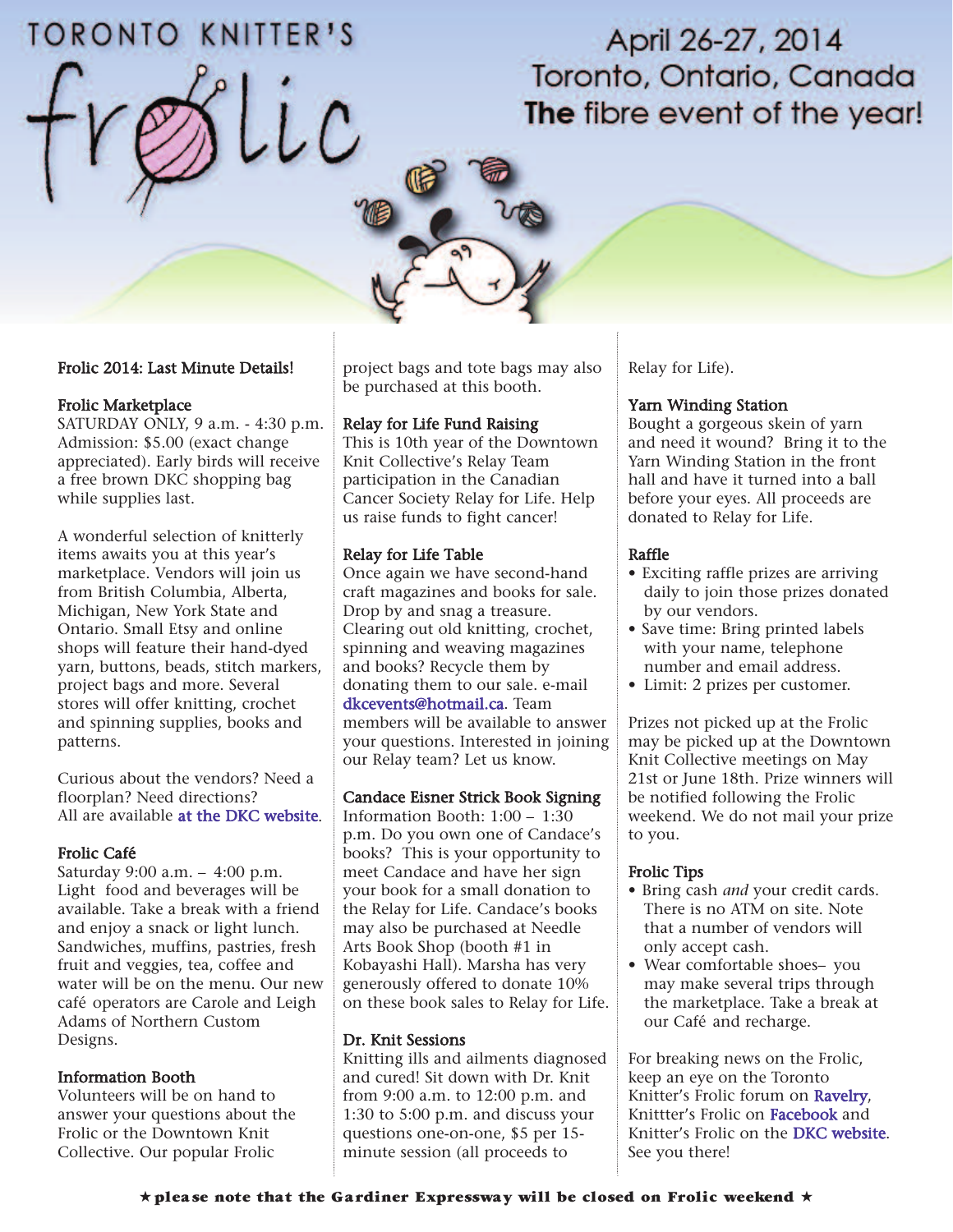# TORONTO KNITTER'S frolic

April 26-27, 2014
Toronto, Ontario, Canada
**The** fibre event of the year!

## Frolic 2014: Last Minute Details!

### Frolic Marketplace

SATURDAY ONLY, 9 a.m. - 4:30 p.m. Admission: $5.00 (exact change appreciated). Early birds will receive a free brown DKC shopping bag while supplies last.

A wonderful selection of knitterly items awaits you at this year's marketplace. Vendors will join us from British Columbia, Alberta, Michigan, New York State and Ontario. Small Etsy and online shops will feature their hand-dyed yarn, buttons, beads, stitch markers, project bags and more. Several stores will offer knitting, crochet and spinning supplies, books and patterns.

Curious about the vendors? Need a floorplan? Need directions? All are available at the DKC website.

### Frolic Café

Saturday 9:00 a.m. – 4:00 p.m. Light food and beverages will be available. Take a break with a friend and enjoy a snack or light lunch. Sandwiches, muffins, pastries, fresh fruit and veggies, tea, coffee and water will be on the menu. Our new café operators are Carole and Leigh Adams of Northern Custom Designs.

### Information Booth

Volunteers will be on hand to answer your questions about the Frolic or the Downtown Knit Collective. Our popular Frolic project bags and tote bags may also be purchased at this booth.

### Relay for Life Fund Raising

This is 10th year of the Downtown Knit Collective's Relay Team participation in the Canadian Cancer Society Relay for Life. Help us raise funds to fight cancer!

### Relay for Life Table

Once again we have second-hand craft magazines and books for sale. Drop by and snag a treasure. Clearing out old knitting, crochet, spinning and weaving magazines and books? Recycle them by donating them to our sale. e-mail dkcevents@hotmail.ca. Team members will be available to answer your questions. Interested in joining our Relay team? Let us know.

### Candace Eisner Strick Book Signing

Information Booth: 1:00 – 1:30 p.m. Do you own one of Candace's books? This is your opportunity to meet Candace and have her sign your book for a small donation to the Relay for Life. Candace's books may also be purchased at Needle Arts Book Shop (booth #1 in Kobayashi Hall). Marsha has very generously offered to donate 10% on these book sales to Relay for Life.

### Dr. Knit Sessions

Knitting ills and ailments diagnosed and cured! Sit down with Dr. Knit from 9:00 a.m. to 12:00 p.m. and 1:30 to 5:00 p.m. and discuss your questions one-on-one, $5 per 15-minute session (all proceeds to Relay for Life).

### Yarn Winding Station

Bought a gorgeous skein of yarn and need it wound? Bring it to the Yarn Winding Station in the front hall and have it turned into a ball before your eyes. All proceeds are donated to Relay for Life.

### Raffle

- Exciting raffle prizes are arriving daily to join those prizes donated by our vendors.
- Save time: Bring printed labels with your name, telephone number and email address.
- Limit: 2 prizes per customer.

Prizes not picked up at the Frolic may be picked up at the Downtown Knit Collective meetings on May 21st or June 18th. Prize winners will be notified following the Frolic weekend. We do not mail your prize to you.

### Frolic Tips

- Bring cash *and* your credit cards. There is no ATM on site. Note that a number of vendors will only accept cash.
- Wear comfortable shoes– you may make several trips through the marketplace. Take a break at our Café and recharge.

For breaking news on the Frolic, keep an eye on the Toronto Knitter's Frolic forum on Ravelry, Knittter's Frolic on Facebook and Knitter's Frolic on the DKC website. See you there!

**★ please note that the Gardiner Expressway will be closed on Frolic weekend ★**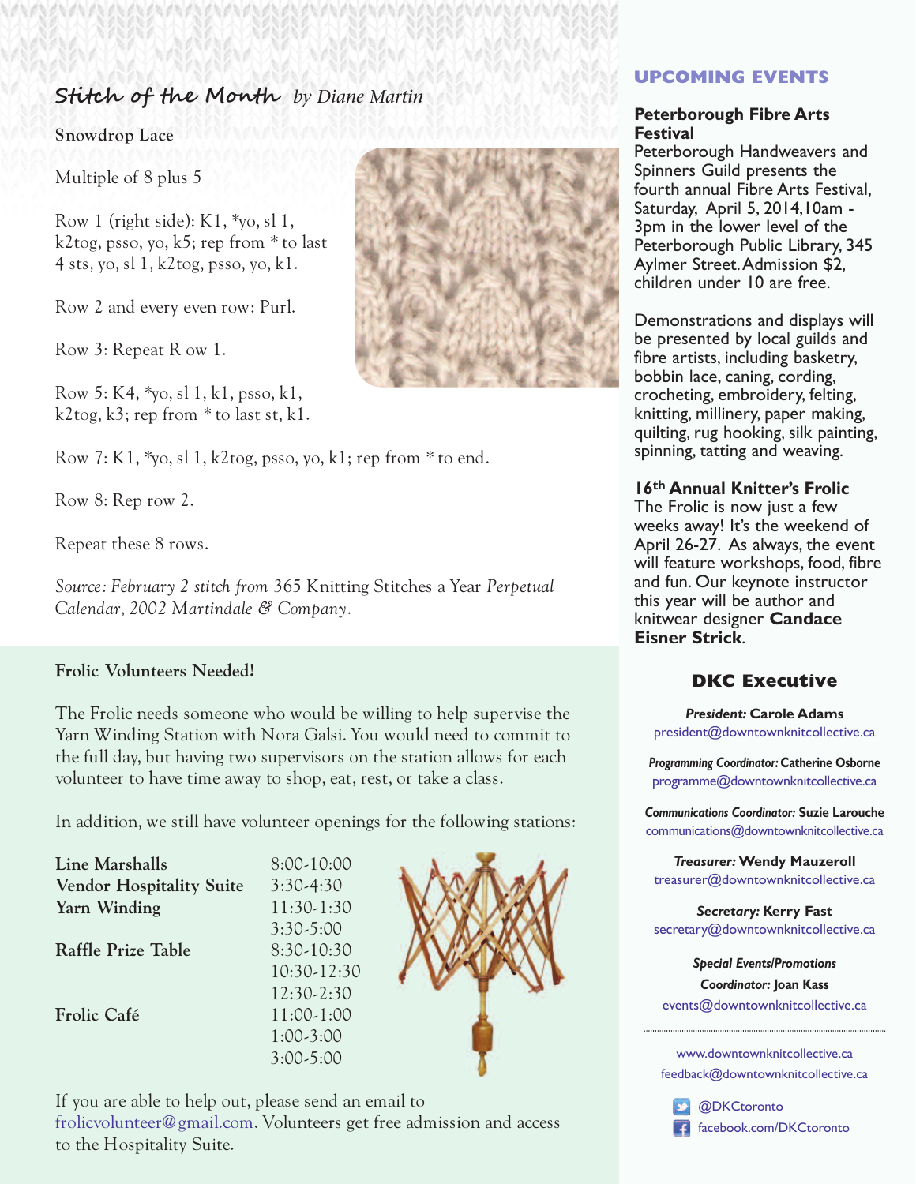## Stitch of the Month *by Diane Martin*

**Snowdrop Lace**

Multiple of 8 plus 5

Row 1 (right side): K1, *yo, sl 1, k2tog, psso, yo, k5; rep from * to last 4 sts, yo, sl 1, k2tog, psso, yo, k1.

Row 2 and every even row: Purl.

Row 3: Repeat R ow 1.

Row 5: K4, *yo, sl 1, k1, psso, k1, k2tog, k3; rep from * to last st, k1.

Row 7: K1, *yo, sl 1, k2tog, psso, yo, k1; rep from * to end.

Row 8: Rep row 2.

Repeat these 8 rows.

*Source: February 2 stitch from* 365 Knitting Stitches a Year *Perpetual Calendar, 2002 Martindale & Company.*

### Frolic Volunteers Needed!

The Frolic needs someone who would be willing to help supervise the Yarn Winding Station with Nora Galsi. You would need to commit to the full day, but having two supervisors on the station allows for each volunteer to have time away to shop, eat, rest, or take a class.

In addition, we still have volunteer openings for the following stations:

| | |
|---|---|
| **Line Marshalls** | 8:00-10:00 |
| **Vendor Hospitality Suite** | 3:30-4:30 |
| **Yarn Winding** | 11:30-1:30 |
| | 3:30-5:00 |
| **Raffle Prize Table** | 8:30-10:30 |
| | 10:30-12:30 |
| | 12:30-2:30 |
| **Frolic Café** | 11:00-1:00 |
| | 1:00-3:00 |
| | 3:00-5:00 |

If you are able to help out, please send an email to frolicvolunteer@gmail.com. Volunteers get free admission and access to the Hospitality Suite.

## UPCOMING EVENTS

**Peterborough Fibre Arts Festival**
Peterborough Handweavers and Spinners Guild presents the fourth annual Fibre Arts Festival, Saturday, April 5, 2014,10am - 3pm in the lower level of the Peterborough Public Library, 345 Aylmer Street. Admission $2, children under 10 are free.

Demonstrations and displays will be presented by local guilds and fibre artists, including basketry, bobbin lace, caning, cording, crocheting, embroidery, felting, knitting, millinery, paper making, quilting, rug hooking, silk painting, spinning, tatting and weaving.

**16th Annual Knitter's Frolic**
The Frolic is now just a few weeks away! It's the weekend of April 26-27. As always, the event will feature workshops, food, fibre and fun. Our keynote instructor this year will be author and knitwear designer **Candace Eisner Strick**.

## DKC Executive

***President:*** **Carole Adams**
president@downtownknitcollective.ca

***Programming Coordinator:*** **Catherine Osborne**
programme@downtownknitcollective.ca

***Communications Coordinator:*** **Suzie Larouche**
communications@downtownknitcollective.ca

***Treasurer:*** **Wendy Mauzeroll**
treasurer@downtownknitcollective.ca

***Secretary:*** **Kerry Fast**
secretary@downtownknitcollective.ca

***Special Events/Promotions Coordinator:*** **Joan Kass**
events@downtownknitcollective.ca

www.downtownknitcollective.ca
feedback@downtownknitcollective.ca

@DKCtoronto
facebook.com/DKCtoronto